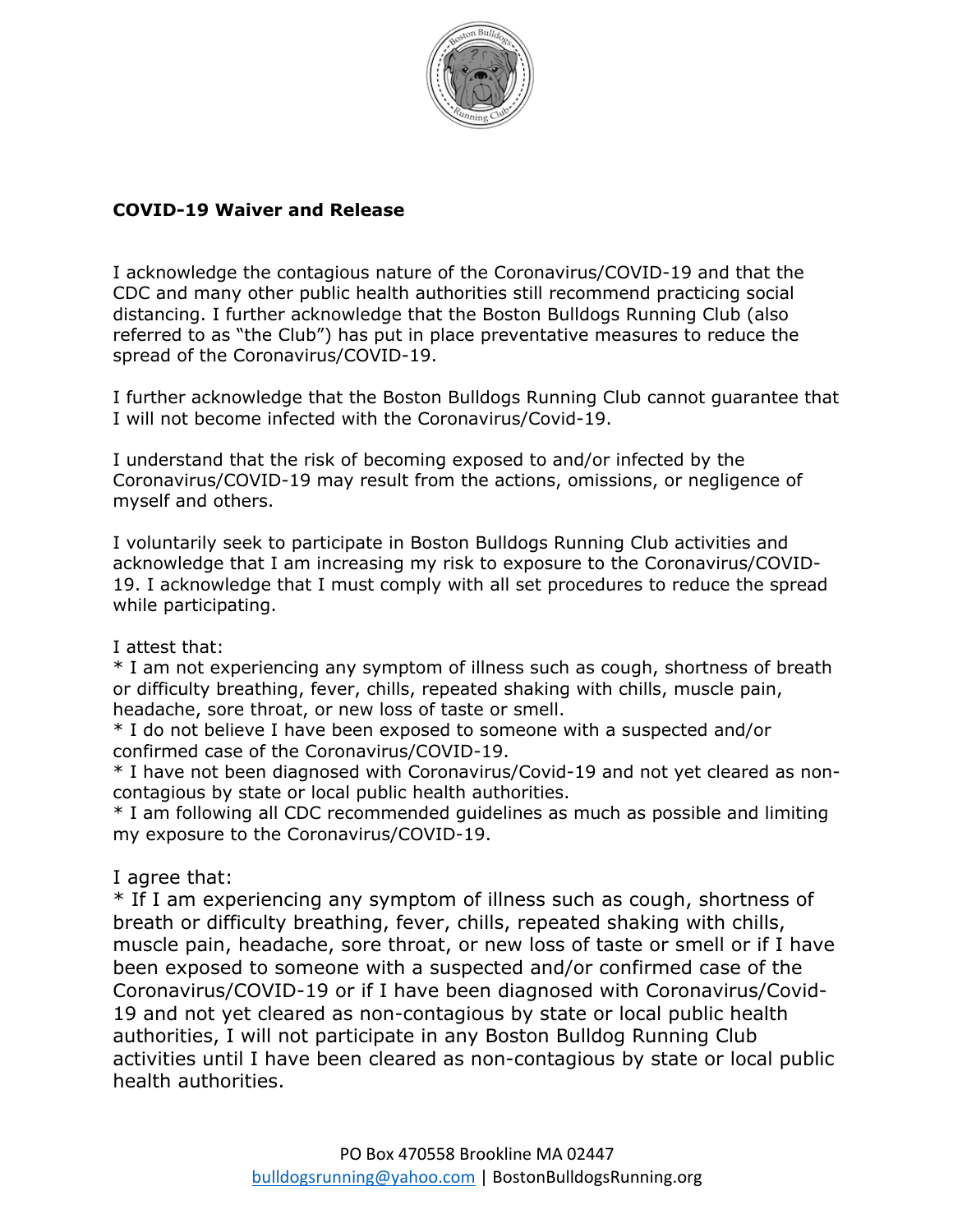**COVID-19 Waiver and Release**

I acknowledge the contagious nature of the Coronavirus/COVID-19 and that the CDC and many other public health authorities still recommend practicing social distancing. I further acknowledge that the Boston Bulldogs Running Club (also referred to as "the Club") has put in place preventative measures to reduce the spread of the Coronavirus/COVID-19.

I further acknowledge that the Boston Bulldogs Running Club cannot guarantee that I will not become infected with the Coronavirus/Covid-19.

I understand that the risk of becoming exposed to and/or infected by the Coronavirus/COVID-19 may result from the actions, omissions, or negligence of myself and others.

I voluntarily seek to participate in Boston Bulldogs Running Club activities and acknowledge that I am increasing my risk to exposure to the Coronavirus/COVID-19. I acknowledge that I must comply with all set procedures to reduce the spread while participating.

I attest that:

* I am not experiencing any symptom of illness such as cough, shortness of breath or difficulty breathing, fever, chills, repeated shaking with chills, muscle pain, headache, sore throat, or new loss of taste or smell.
* I do not believe I have been exposed to someone with a suspected and/or confirmed case of the Coronavirus/COVID-19.
* I have not been diagnosed with Coronavirus/Covid-19 and not yet cleared as non-contagious by state or local public health authorities.
* I am following all CDC recommended guidelines as much as possible and limiting my exposure to the Coronavirus/COVID-19.

I agree that:

* If I am experiencing any symptom of illness such as cough, shortness of breath or difficulty breathing, fever, chills, repeated shaking with chills, muscle pain, headache, sore throat, or new loss of taste or smell or if I have been exposed to someone with a suspected and/or confirmed case of the Coronavirus/COVID-19 or if I have been diagnosed with Coronavirus/Covid-19 and not yet cleared as non-contagious by state or local public health authorities, I will not participate in any Boston Bulldog Running Club activities until I have been cleared as non-contagious by state or local public health authorities.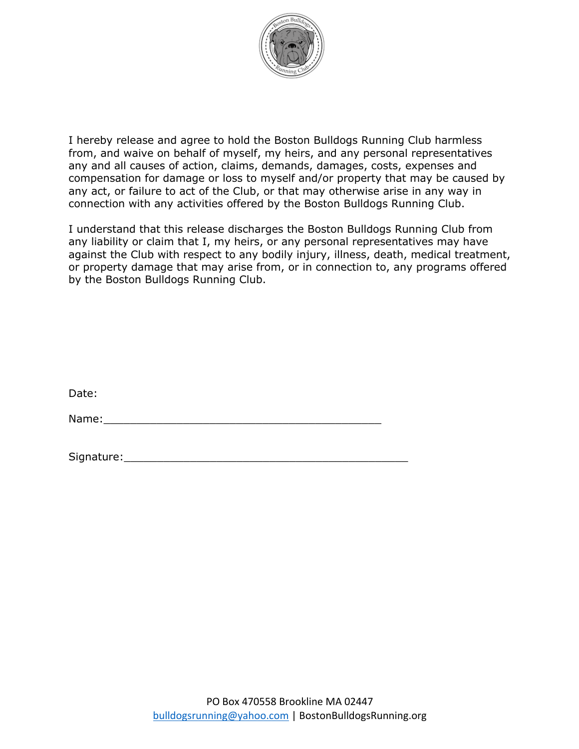I hereby release and agree to hold the Boston Bulldogs Running Club harmless from, and waive on behalf of myself, my heirs, and any personal representatives any and all causes of action, claims, demands, damages, costs, expenses and compensation for damage or loss to myself and/or property that may be caused by any act, or failure to act of the Club, or that may otherwise arise in any way in connection with any activities offered by the Boston Bulldogs Running Club.

I understand that this release discharges the Boston Bulldogs Running Club from any liability or claim that I, my heirs, or any personal representatives may have against the Club with respect to any bodily injury, illness, death, medical treatment, or property damage that may arise from, or in connection to, any programs offered by the Boston Bulldogs Running Club.

Date:

Name:\_\_\_\_\_\_\_\_\_\_\_\_\_\_\_\_\_\_\_\_\_\_\_\_\_\_\_\_\_\_\_\_\_\_\_\_\_\_\_\_\_\_

Signature:\_\_\_\_\_\_\_\_\_\_\_\_\_\_\_\_\_\_\_\_\_\_\_\_\_\_\_\_\_\_\_\_\_\_\_\_\_\_\_\_\_\_\_

PO Box 470558 Brookline MA 02447
bulldogsrunning@yahoo.com | BostonBulldogsRunning.org